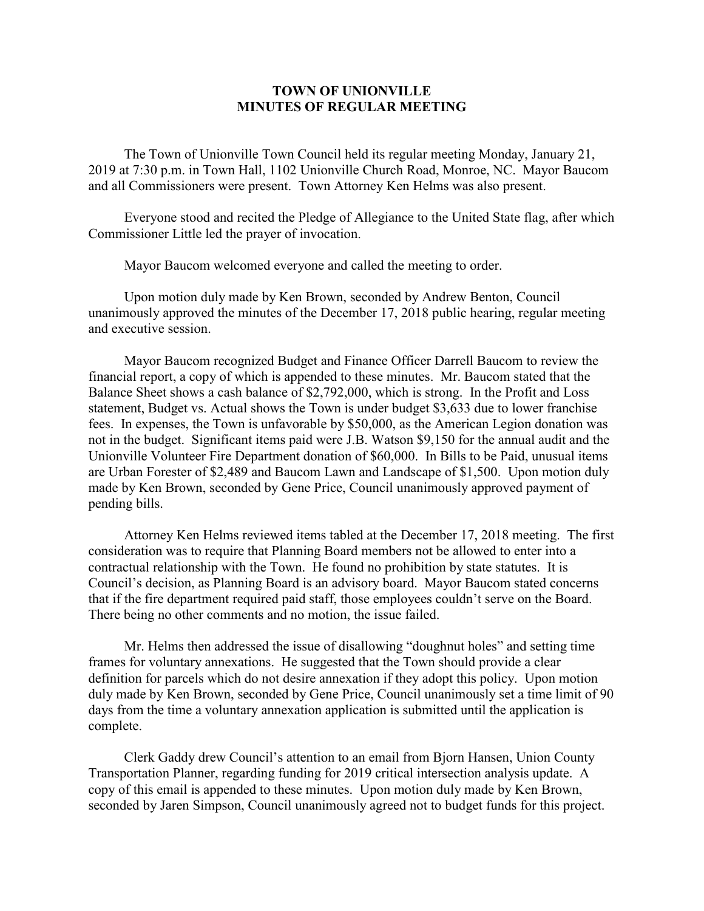# TOWN OF UNIONVILLE
# MINUTES OF REGULAR MEETING

The Town of Unionville Town Council held its regular meeting Monday, January 21, 2019 at 7:30 p.m. in Town Hall, 1102 Unionville Church Road, Monroe, NC. Mayor Baucom and all Commissioners were present. Town Attorney Ken Helms was also present.

Everyone stood and recited the Pledge of Allegiance to the United State flag, after which Commissioner Little led the prayer of invocation.

Mayor Baucom welcomed everyone and called the meeting to order.

Upon motion duly made by Ken Brown, seconded by Andrew Benton, Council unanimously approved the minutes of the December 17, 2018 public hearing, regular meeting and executive session.

Mayor Baucom recognized Budget and Finance Officer Darrell Baucom to review the financial report, a copy of which is appended to these minutes. Mr. Baucom stated that the Balance Sheet shows a cash balance of $2,792,000, which is strong. In the Profit and Loss statement, Budget vs. Actual shows the Town is under budget $3,633 due to lower franchise fees. In expenses, the Town is unfavorable by $50,000, as the American Legion donation was not in the budget. Significant items paid were J.B. Watson $9,150 for the annual audit and the Unionville Volunteer Fire Department donation of $60,000. In Bills to be Paid, unusual items are Urban Forester of $2,489 and Baucom Lawn and Landscape of $1,500. Upon motion duly made by Ken Brown, seconded by Gene Price, Council unanimously approved payment of pending bills.

Attorney Ken Helms reviewed items tabled at the December 17, 2018 meeting. The first consideration was to require that Planning Board members not be allowed to enter into a contractual relationship with the Town. He found no prohibition by state statutes. It is Council's decision, as Planning Board is an advisory board. Mayor Baucom stated concerns that if the fire department required paid staff, those employees couldn't serve on the Board. There being no other comments and no motion, the issue failed.

Mr. Helms then addressed the issue of disallowing "doughnut holes" and setting time frames for voluntary annexations. He suggested that the Town should provide a clear definition for parcels which do not desire annexation if they adopt this policy. Upon motion duly made by Ken Brown, seconded by Gene Price, Council unanimously set a time limit of 90 days from the time a voluntary annexation application is submitted until the application is complete.

Clerk Gaddy drew Council's attention to an email from Bjorn Hansen, Union County Transportation Planner, regarding funding for 2019 critical intersection analysis update. A copy of this email is appended to these minutes. Upon motion duly made by Ken Brown, seconded by Jaren Simpson, Council unanimously agreed not to budget funds for this project.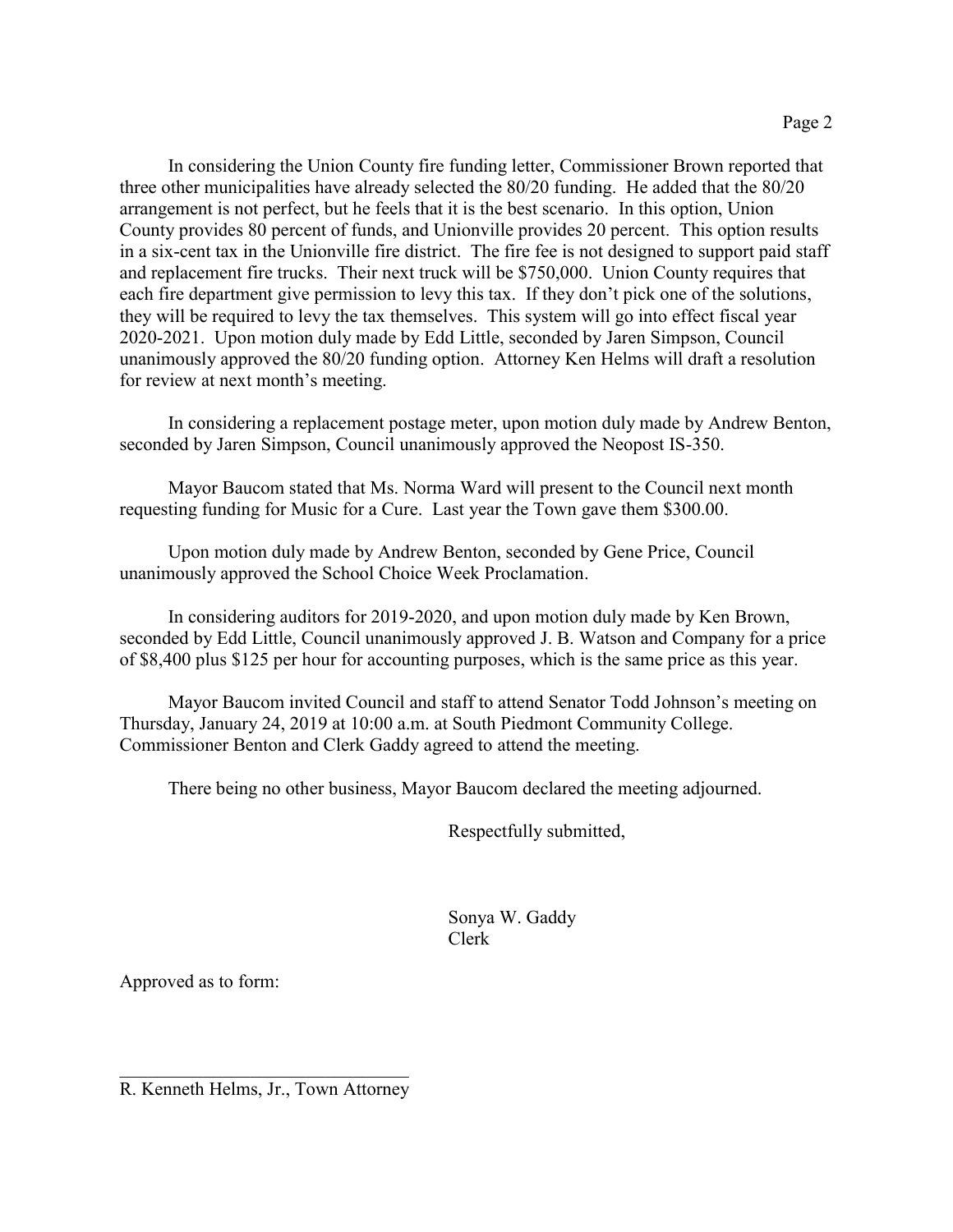In considering the Union County fire funding letter, Commissioner Brown reported that three other municipalities have already selected the 80/20 funding. He added that the 80/20 arrangement is not perfect, but he feels that it is the best scenario. In this option, Union County provides 80 percent of funds, and Unionville provides 20 percent. This option results in a six-cent tax in the Unionville fire district. The fire fee is not designed to support paid staff and replacement fire trucks. Their next truck will be $750,000. Union County requires that each fire department give permission to levy this tax. If they don't pick one of the solutions, they will be required to levy the tax themselves. This system will go into effect fiscal year 2020-2021. Upon motion duly made by Edd Little, seconded by Jaren Simpson, Council unanimously approved the 80/20 funding option. Attorney Ken Helms will draft a resolution for review at next month's meeting.

In considering a replacement postage meter, upon motion duly made by Andrew Benton, seconded by Jaren Simpson, Council unanimously approved the Neopost IS-350.

Mayor Baucom stated that Ms. Norma Ward will present to the Council next month requesting funding for Music for a Cure. Last year the Town gave them $300.00.

Upon motion duly made by Andrew Benton, seconded by Gene Price, Council unanimously approved the School Choice Week Proclamation.

In considering auditors for 2019-2020, and upon motion duly made by Ken Brown, seconded by Edd Little, Council unanimously approved J. B. Watson and Company for a price of $8,400 plus $125 per hour for accounting purposes, which is the same price as this year.

Mayor Baucom invited Council and staff to attend Senator Todd Johnson's meeting on Thursday, January 24, 2019 at 10:00 a.m. at South Piedmont Community College. Commissioner Benton and Clerk Gaddy agreed to attend the meeting.

There being no other business, Mayor Baucom declared the meeting adjourned.

Respectfully submitted,

Sonya W. Gaddy
Clerk

Approved as to form:

\_\_\_\_\_\_\_\_\_\_\_\_\_\_\_\_\_\_\_\_\_\_\_\_\_\_\_\_\_\_\_\_\_\_\_

R. Kenneth Helms, Jr., Town Attorney